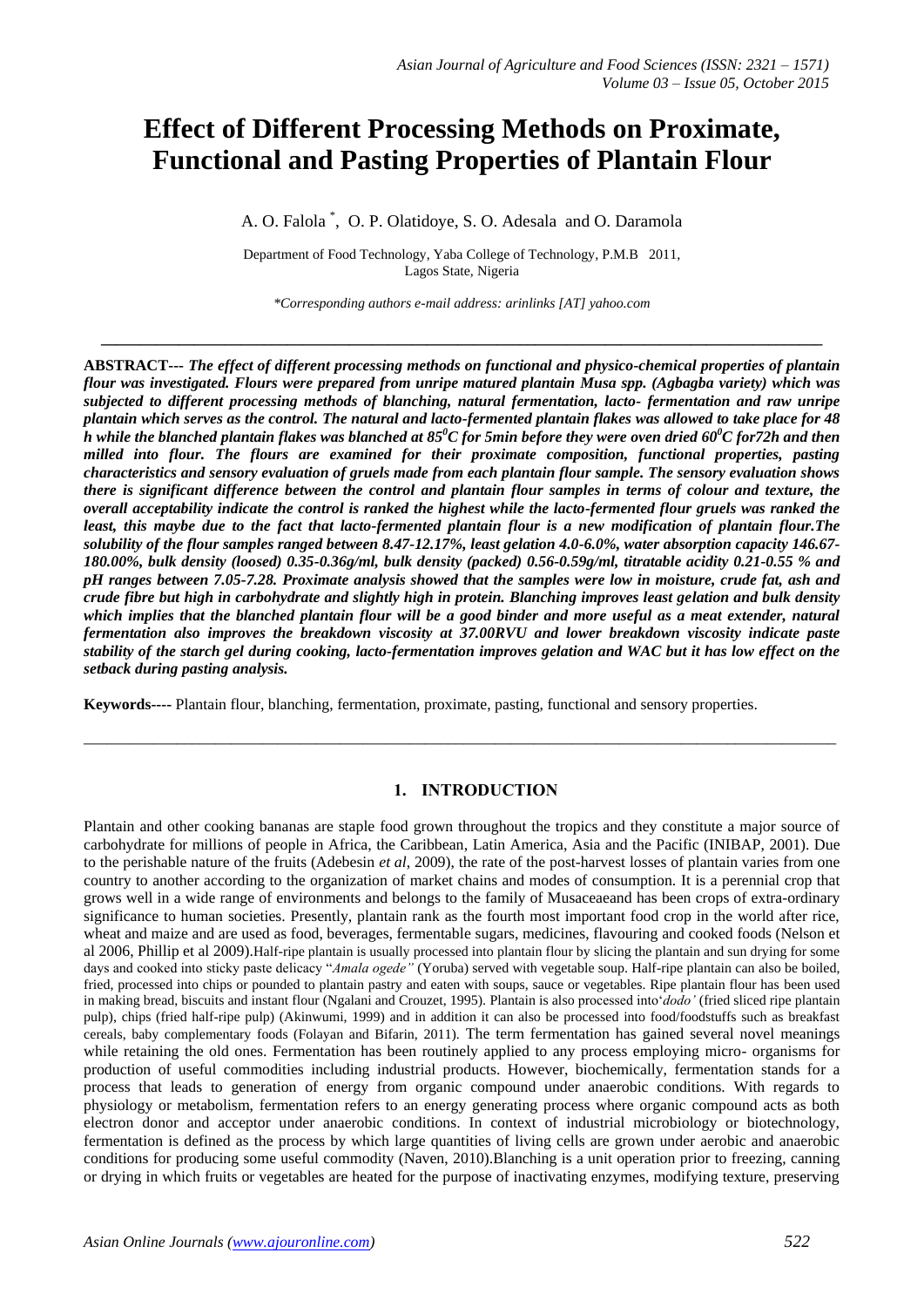# Effect of Different Processing Methods on Proximate, Functional and Pasting Properties of Plantain Flour

A. O. Falola [*], O. P. Olatidoye, S. O. Adesala and O. Daramola

Department of Food Technology, Yaba College of Technology, P.M.B 2011, Lagos State, Nigeria

*Corresponding authors e-mail address: arinlinks [AT] yahoo.com

---

**ABSTRACT---** ***The effect of different processing methods on functional and physico-chemical properties of plantain flour was investigated. Flours were prepared from unripe matured plantain Musa spp. (Agbagba variety) which was subjected to different processing methods of blanching, natural fermentation, lacto- fermentation and raw unripe plantain which serves as the control. The natural and lacto-fermented plantain flakes was allowed to take place for 48 h while the blanched plantain flakes was blanched at $85^0C$ for 5min before they were oven dried $60^0C$ for72h and then milled into flour. The flours are examined for their proximate composition, functional properties, pasting characteristics and sensory evaluation of gruels made from each plantain flour sample. The sensory evaluation shows there is significant difference between the control and plantain flour samples in terms of colour and texture, the overall acceptability indicate the control is ranked the highest while the lacto-fermented flour gruels was ranked the least, this maybe due to the fact that lacto-fermented plantain flour is a new modification of plantain flour.The solubility of the flour samples ranged between 8.47-12.17%, least gelation 4.0-6.0%, water absorption capacity 146.67-180.00%, bulk density (loosed) 0.35-0.36g/ml, bulk density (packed) 0.56-0.59g/ml, titratable acidity 0.21-0.55 % and pH ranges between 7.05-7.28. Proximate analysis showed that the samples were low in moisture, crude fat, ash and crude fibre but high in carbohydrate and slightly high in protein. Blanching improves least gelation and bulk density which implies that the blanched plantain flour will be a good binder and more useful as a meat extender, natural fermentation also improves the breakdown viscosity at 37.00RVU and lower breakdown viscosity indicate paste stability of the starch gel during cooking, lacto-fermentation improves gelation and WAC but it has low effect on the setback during pasting analysis.***

**Keywords----** Plantain flour, blanching, fermentation, proximate, pasting, functional and sensory properties.

---

## 1. INTRODUCTION

Plantain and other cooking bananas are staple food grown throughout the tropics and they constitute a major source of carbohydrate for millions of people in Africa, the Caribbean, Latin America, Asia and the Pacific (INIBAP, 2001). Due to the perishable nature of the fruits (Adebesin *et al*, 2009), the rate of the post-harvest losses of plantain varies from one country to another according to the organization of market chains and modes of consumption. It is a perennial crop that grows well in a wide range of environments and belongs to the family of Musaceaeand has been crops of extra-ordinary significance to human societies. Presently, plantain rank as the fourth most important food crop in the world after rice, wheat and maize and are used as food, beverages, fermentable sugars, medicines, flavouring and cooked foods (Nelson et al 2006, Phillip et al 2009).Half-ripe plantain is usually processed into plantain flour by slicing the plantain and sun drying for some days and cooked into sticky paste delicacy "*Amala ogede"* (Yoruba) served with vegetable soup. Half-ripe plantain can also be boiled, fried, processed into chips or pounded to plantain pastry and eaten with soups, sauce or vegetables. Ripe plantain flour has been used in making bread, biscuits and instant flour (Ngalani and Crouzet, 1995). Plantain is also processed into'*dodo'* (fried sliced ripe plantain pulp), chips (fried half-ripe pulp) (Akinwumi, 1999) and in addition it can also be processed into food/foodstuffs such as breakfast cereals, baby complementary foods (Folayan and Bifarin, 2011). The term fermentation has gained several novel meanings while retaining the old ones. Fermentation has been routinely applied to any process employing micro- organisms for production of useful commodities including industrial products. However, biochemically, fermentation stands for a process that leads to generation of energy from organic compound under anaerobic conditions. With regards to physiology or metabolism, fermentation refers to an energy generating process where organic compound acts as both electron donor and acceptor under anaerobic conditions. In context of industrial microbiology or biotechnology, fermentation is defined as the process by which large quantities of living cells are grown under aerobic and anaerobic conditions for producing some useful commodity (Naven, 2010).Blanching is a unit operation prior to freezing, canning or drying in which fruits or vegetables are heated for the purpose of inactivating enzymes, modifying texture, preserving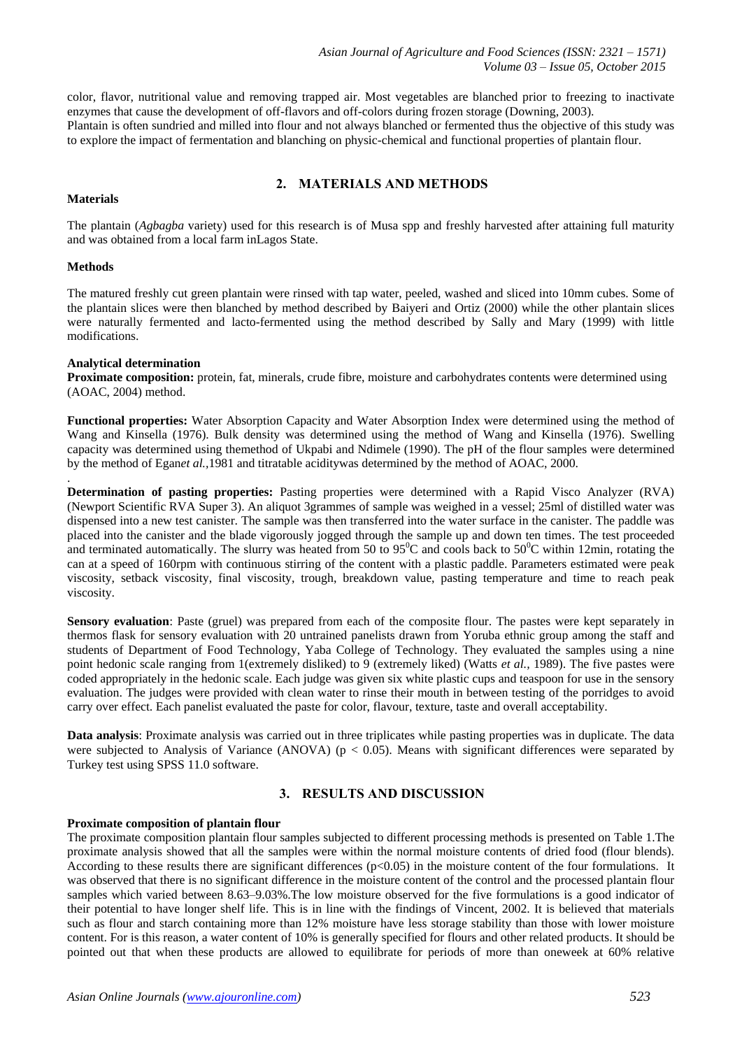color, flavor, nutritional value and removing trapped air. Most vegetables are blanched prior to freezing to inactivate enzymes that cause the development of off-flavors and off-colors during frozen storage (Downing, 2003).
Plantain is often sundried and milled into flour and not always blanched or fermented thus the objective of this study was to explore the impact of fermentation and blanching on physic-chemical and functional properties of plantain flour.

## 2. MATERIALS AND METHODS

**Materials**

The plantain (*Agbagba* variety) used for this research is of Musa spp and freshly harvested after attaining full maturity and was obtained from a local farm inLagos State.

**Methods**

The matured freshly cut green plantain were rinsed with tap water, peeled, washed and sliced into 10mm cubes. Some of the plantain slices were then blanched by method described by Baiyeri and Ortiz (2000) while the other plantain slices were naturally fermented and lacto-fermented using the method described by Sally and Mary (1999) with little modifications.

**Analytical determination**

**Proximate composition:** protein, fat, minerals, crude fibre, moisture and carbohydrates contents were determined using (AOAC, 2004) method.

**Functional properties:** Water Absorption Capacity and Water Absorption Index were determined using the method of Wang and Kinsella (1976). Bulk density was determined using the method of Wang and Kinsella (1976). Swelling capacity was determined using themethod of Ukpabi and Ndimele (1990). The pH of the flour samples were determined by the method of Egan*et al.*,1981 and titratable aciditywas determined by the method of AOAC, 2000.

.

**Determination of pasting properties:** Pasting properties were determined with a Rapid Visco Analyzer (RVA) (Newport Scientific RVA Super 3). An aliquot 3grammes of sample was weighed in a vessel; 25ml of distilled water was dispensed into a new test canister. The sample was then transferred into the water surface in the canister. The paddle was placed into the canister and the blade vigorously jogged through the sample up and down ten times. The test proceeded and terminated automatically. The slurry was heated from 50 to 95$^0$C and cools back to 50$^0$C within 12min, rotating the can at a speed of 160rpm with continuous stirring of the content with a plastic paddle. Parameters estimated were peak viscosity, setback viscosity, final viscosity, trough, breakdown value, pasting temperature and time to reach peak viscosity.

**Sensory evaluation**: Paste (gruel) was prepared from each of the composite flour. The pastes were kept separately in thermos flask for sensory evaluation with 20 untrained panelists drawn from Yoruba ethnic group among the staff and students of Department of Food Technology, Yaba College of Technology. They evaluated the samples using a nine point hedonic scale ranging from 1(extremely disliked) to 9 (extremely liked) (Watts *et al.*, 1989). The five pastes were coded appropriately in the hedonic scale. Each judge was given six white plastic cups and teaspoon for use in the sensory evaluation. The judges were provided with clean water to rinse their mouth in between testing of the porridges to avoid carry over effect. Each panelist evaluated the paste for color, flavour, texture, taste and overall acceptability.

**Data analysis**: Proximate analysis was carried out in three triplicates while pasting properties was in duplicate. The data were subjected to Analysis of Variance (ANOVA) ($p < 0.05$). Means with significant differences were separated by Turkey test using SPSS 11.0 software.

## 3. RESULTS AND DISCUSSION

**Proximate composition of plantain flour**

The proximate composition plantain flour samples subjected to different processing methods is presented on Table 1.The proximate analysis showed that all the samples were within the normal moisture contents of dried food (flour blends). According to these results there are significant differences ($p<0.05$) in the moisture content of the four formulations. It was observed that there is no significant difference in the moisture content of the control and the processed plantain flour samples which varied between 8.63–9.03%.The low moisture observed for the five formulations is a good indicator of their potential to have longer shelf life. This is in line with the findings of Vincent, 2002. It is believed that materials such as flour and starch containing more than 12% moisture have less storage stability than those with lower moisture content. For is this reason, a water content of 10% is generally specified for flours and other related products. It should be pointed out that when these products are allowed to equilibrate for periods of more than oneweek at 60% relative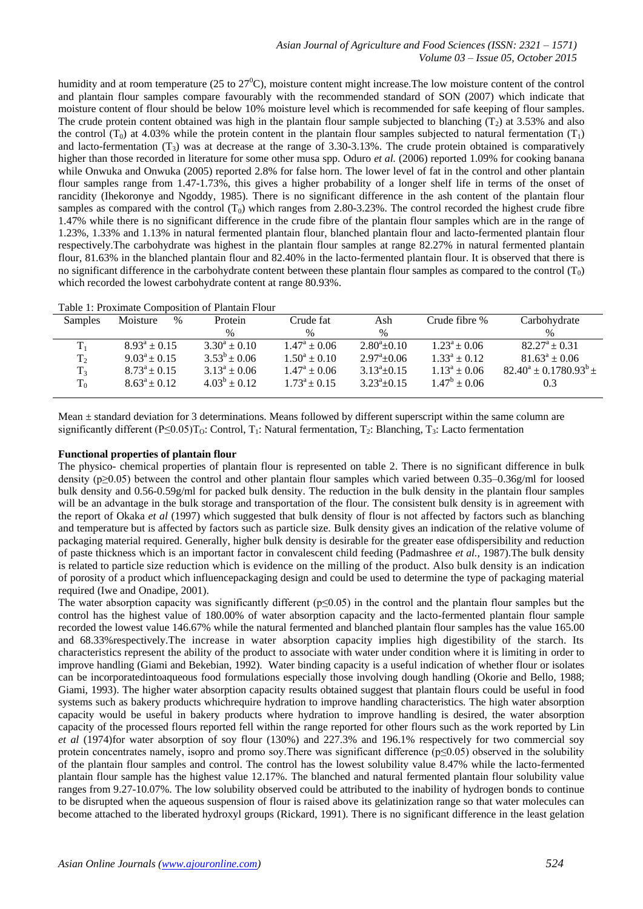humidity and at room temperature (25 to 27$^0$C), moisture content might increase.The low moisture content of the control and plantain flour samples compare favourably with the recommended standard of SON (2007) which indicate that moisture content of flour should be below 10% moisture level which is recommended for safe keeping of flour samples. The crude protein content obtained was high in the plantain flour sample subjected to blanching ($T_2$) at 3.53% and also the control ($T_0$) at 4.03% while the protein content in the plantain flour samples subjected to natural fermentation ($T_1$) and lacto-fermentation ($T_3$) was at decrease at the range of 3.30-3.13%. The crude protein obtained is comparatively higher than those recorded in literature for some other musa spp. Oduro *et al.* (2006) reported 1.09% for cooking banana while Onwuka and Onwuka (2005) reported 2.8% for false horn. The lower level of fat in the control and other plantain flour samples range from 1.47-1.73%, this gives a higher probability of a longer shelf life in terms of the onset of rancidity (Ihekoronye and Ngoddy, 1985). There is no significant difference in the ash content of the plantain flour samples as compared with the control ($T_0$) which ranges from 2.80-3.23%. The control recorded the highest crude fibre 1.47% while there is no significant difference in the crude fibre of the plantain flour samples which are in the range of 1.23%, 1.33% and 1.13% in natural fermented plantain flour, blanched plantain flour and lacto-fermented plantain flour respectively.The carbohydrate was highest in the plantain flour samples at range 82.27% in natural fermented plantain flour, 81.63% in the blanched plantain flour and 82.40% in the lacto-fermented plantain flour. It is observed that there is no significant difference in the carbohydrate content between these plantain flour samples as compared to the control ($T_0$) which recorded the lowest carbohydrate content at range 80.93%.

Table 1: Proximate Composition of Plantain Flour

| Samples | Moisture % | Protein % | Crude fat % | Ash % | Crude fibre % | Carbohydrate % |
|---|---|---|---|---|---|---|
| $T_1$ | $8.93^a \pm 0.15$ | $3.30^a \pm 0.10$ | $1.47^a \pm 0.06$ | $2.80^a \pm 0.10$ | $1.23^a \pm 0.06$ | $82.27^a \pm 0.31$ |
| $T_2$ | $9.03^a \pm 0.15$ | $3.53^b \pm 0.06$ | $1.50^a \pm 0.10$ | $2.97^a \pm 0.06$ | $1.33^a \pm 0.12$ | $81.63^a \pm 0.06$ |
| $T_3$ | $8.73^a \pm 0.15$ | $3.13^a \pm 0.06$ | $1.47^a \pm 0.06$ | $3.13^a \pm 0.15$ | $1.13^a \pm 0.06$ | $82.40^a \pm 0.1780.93^b \pm$ |
| $T_0$ | $8.63^a \pm 0.12$ | $4.03^b \pm 0.12$ | $1.73^a \pm 0.15$ | $3.23^a \pm 0.15$ | $1.47^b \pm 0.06$ | 0.3 |

Mean ± standard deviation for 3 determinations. Means followed by different superscript within the same column are significantly different ($P \leq 0.05$)$T_O$: Control, $T_1$: Natural fermentation, $T_2$: Blanching, $T_3$: Lacto fermentation

### Functional properties of plantain flour

The physico- chemical properties of plantain flour is represented on table 2. There is no significant difference in bulk density ($p \geq 0.05$) between the control and other plantain flour samples which varied between 0.35–0.36g/ml for loosed bulk density and 0.56-0.59g/ml for packed bulk density. The reduction in the bulk density in the plantain flour samples will be an advantage in the bulk storage and transportation of the flour. The consistent bulk density is in agreement with the report of Okaka *et al* (1997) which suggested that bulk density of flour is not affected by factors such as blanching and temperature but is affected by factors such as particle size. Bulk density gives an indication of the relative volume of packaging material required. Generally, higher bulk density is desirable for the greater ease ofdispersibility and reduction of paste thickness which is an important factor in convalescent child feeding (Padmashree *et al.,* 1987).The bulk density is related to particle size reduction which is evidence on the milling of the product. Also bulk density is an indication of porosity of a product which influencepackaging design and could be used to determine the type of packaging material required (Iwe and Onadipe, 2001).

The water absorption capacity was significantly different ($p \leq 0.05$) in the control and the plantain flour samples but the control has the highest value of 180.00% of water absorption capacity and the lacto-fermented plantain flour sample recorded the lowest value 146.67% while the natural fermented and blanched plantain flour samples has the value 165.00 and 68.33%respectively.The increase in water absorption capacity implies high digestibility of the starch. Its characteristics represent the ability of the product to associate with water under condition where it is limiting in order to improve handling (Giami and Bekebian, 1992). Water binding capacity is a useful indication of whether flour or isolates can be incorporatedintoaqueous food formulations especially those involving dough handling (Okorie and Bello, 1988; Giami, 1993). The higher water absorption capacity results obtained suggest that plantain flours could be useful in food systems such as bakery products whichrequire hydration to improve handling characteristics. The high water absorption capacity would be useful in bakery products where hydration to improve handling is desired, the water absorption capacity of the processed flours reported fell within the range reported for other flours such as the work reported by Lin *et al* (1974)for water absorption of soy flour (130%) and 227.3% and 196.1% respectively for two commercial soy protein concentrates namely, isopro and promo soy.There was significant difference ($p \leq 0.05$) observed in the solubility of the plantain flour samples and control. The control has the lowest solubility value 8.47% while the lacto-fermented plantain flour sample has the highest value 12.17%. The blanched and natural fermented plantain flour solubility value ranges from 9.27-10.07%. The low solubility observed could be attributed to the inability of hydrogen bonds to continue to be disrupted when the aqueous suspension of flour is raised above its gelatinization range so that water molecules can become attached to the liberated hydroxyl groups (Rickard, 1991). There is no significant difference in the least gelation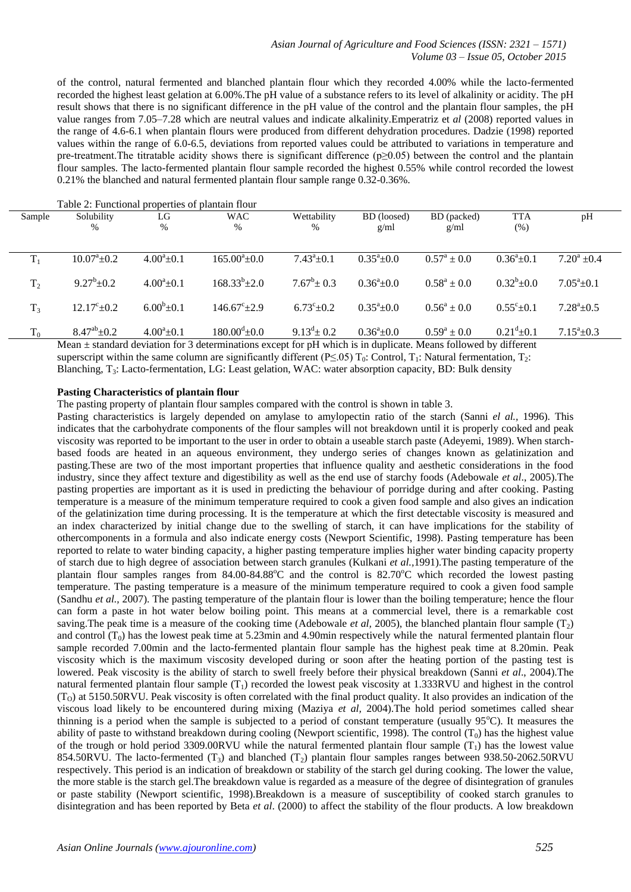of the control, natural fermented and blanched plantain flour which they recorded 4.00% while the lacto-fermented recorded the highest least gelation at 6.00%.The pH value of a substance refers to its level of alkalinity or acidity. The pH result shows that there is no significant difference in the pH value of the control and the plantain flour samples, the pH value ranges from 7.05–7.28 which are neutral values and indicate alkalinity.Emperatriz et *al* (2008) reported values in the range of 4.6-6.1 when plantain flours were produced from different dehydration procedures. Dadzie (1998) reported values within the range of 6.0-6.5, deviations from reported values could be attributed to variations in temperature and pre-treatment.The titratable acidity shows there is significant difference ($p \geq 0.05$) between the control and the plantain flour samples. The lacto-fermented plantain flour sample recorded the highest 0.55% while control recorded the lowest 0.21% the blanched and natural fermented plantain flour sample range 0.32-0.36%.

Table 2: Functional properties of plantain flour

| Sample | Solubility % | LG % | WAC % | Wettability % | BD (loosed) g/ml | BD (packed) g/ml | TTA (%) | pH |
|---|---|---|---|---|---|---|---|---|
| $T_1$ | $10.07^a \pm 0.2$ | $4.00^a \pm 0.1$ | $165.00^a \pm 0.0$ | $7.43^a \pm 0.1$ | $0.35^a \pm 0.0$ | $0.57^a \pm 0.0$ | $0.36^a \pm 0.1$ | $7.20^a \pm 0.4$ |
| $T_2$ | $9.27^b \pm 0.2$ | $4.00^a \pm 0.1$ | $168.33^b \pm 2.0$ | $7.67^b \pm 0.3$ | $0.36^a \pm 0.0$ | $0.58^a \pm 0.0$ | $0.32^b \pm 0.0$ | $7.05^a \pm 0.1$ |
| $T_3$ | $12.17^c \pm 0.2$ | $6.00^b \pm 0.1$ | $146.67^c \pm 2.9$ | $6.73^c \pm 0.2$ | $0.35^a \pm 0.0$ | $0.56^a \pm 0.0$ | $0.55^c \pm 0.1$ | $7.28^a \pm 0.5$ |
| $T_0$ | $8.47^{ab} \pm 0.2$ | $4.00^a \pm 0.1$ | $180.00^d \pm 0.0$ | $9.13^d \pm 0.2$ | $0.36^a \pm 0.0$ | $0.59^a \pm 0.0$ | $0.21^d \pm 0.1$ | $7.15^a \pm 0.3$ |

Mean ± standard deviation for 3 determinations except for pH which is in duplicate. Means followed by different superscript within the same column are significantly different ($P \leq .05$) $T_0$: Control, $T_1$: Natural fermentation, $T_2$: Blanching, $T_3$: Lacto-fermentation, LG: Least gelation, WAC: water absorption capacity, BD: Bulk density

**Pasting Characteristics of plantain flour**

The pasting property of plantain flour samples compared with the control is shown in table 3.

Pasting characteristics is largely depended on amylase to amylopectin ratio of the starch (Sanni *el al.*, 1996). This indicates that the carbohydrate components of the flour samples will not breakdown until it is properly cooked and peak viscosity was reported to be important to the user in order to obtain a useable starch paste (Adeyemi, 1989). When starch-based foods are heated in an aqueous environment, they undergo series of changes known as gelatinization and pasting.These are two of the most important properties that influence quality and aesthetic considerations in the food industry, since they affect texture and digestibility as well as the end use of starchy foods (Adebowale *et al*., 2005).The pasting properties are important as it is used in predicting the behaviour of porridge during and after cooking. Pasting temperature is a measure of the minimum temperature required to cook a given food sample and also gives an indication of the gelatinization time during processing. It is the temperature at which the first detectable viscosity is measured and an index characterized by initial change due to the swelling of starch, it can have implications for the stability of othercomponents in a formula and also indicate energy costs (Newport Scientific, 1998). Pasting temperature has been reported to relate to water binding capacity, a higher pasting temperature implies higher water binding capacity property of starch due to high degree of association between starch granules (Kulkani *et al.*,1991).The pasting temperature of the plantain flour samples ranges from 84.00-84.88°C and the control is 82.70°C which recorded the lowest pasting temperature. The pasting temperature is a measure of the minimum temperature required to cook a given food sample (Sandhu *et al.,* 2007). The pasting temperature of the plantain flour is lower than the boiling temperature; hence the flour can form a paste in hot water below boiling point. This means at a commercial level, there is a remarkable cost saving.The peak time is a measure of the cooking time (Adebowale *et al,* 2005), the blanched plantain flour sample ($T_2$) and control ($T_0$) has the lowest peak time at 5.23min and 4.90min respectively while the natural fermented plantain flour sample recorded 7.00min and the lacto-fermented plantain flour sample has the highest peak time at 8.20min. Peak viscosity which is the maximum viscosity developed during or soon after the heating portion of the pasting test is lowered. Peak viscosity is the ability of starch to swell freely before their physical breakdown (Sanni *et al*., 2004).The natural fermented plantain flour sample ($T_1$) recorded the lowest peak viscosity at 1.333RVU and highest in the control ($T_O$) at 5150.50RVU. Peak viscosity is often correlated with the final product quality. It also provides an indication of the viscous load likely to be encountered during mixing (Maziya *et al,* 2004).The hold period sometimes called shear thinning is a period when the sample is subjected to a period of constant temperature (usually 95°C). It measures the ability of paste to withstand breakdown during cooling (Newport scientific, 1998). The control ($T_0$) has the highest value of the trough or hold period 3309.00RVU while the natural fermented plantain flour sample ($T_1$) has the lowest value 854.50RVU. The lacto-fermented ($T_3$) and blanched ($T_2$) plantain flour samples ranges between 938.50-2062.50RVU respectively. This period is an indication of breakdown or stability of the starch gel during cooking. The lower the value, the more stable is the starch gel.The breakdown value is regarded as a measure of the degree of disintegration of granules or paste stability (Newport scientific, 1998).Breakdown is a measure of susceptibility of cooked starch granules to disintegration and has been reported by Beta *et al*. (2000) to affect the stability of the flour products. A low breakdown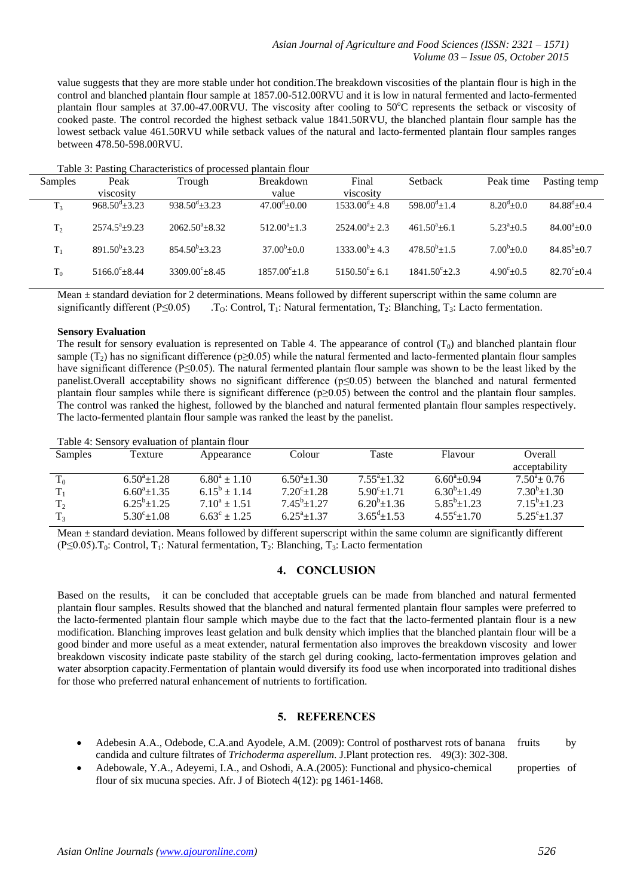value suggests that they are more stable under hot condition.The breakdown viscosities of the plantain flour is high in the control and blanched plantain flour sample at 1857.00-512.00RVU and it is low in natural fermented and lacto-fermented plantain flour samples at 37.00-47.00RVU. The viscosity after cooling to 50°C represents the setback or viscosity of cooked paste. The control recorded the highest setback value 1841.50RVU, the blanched plantain flour sample has the lowest setback value 461.50RVU while setback values of the natural and lacto-fermented plantain flour samples ranges between 478.50-598.00RVU.

Table 3: Pasting Characteristics of processed plantain flour

| Samples | Peak viscosity | Trough | Breakdown value | Final viscosity | Setback | Peak time | Pasting temp |
|---|---|---|---|---|---|---|---|
| $T_3$ | $968.50^d±3.23$ | $938.50^d±3.23$ | $47.00^d±0.00$ | $1533.00^d± 4.8$ | $598.00^d±1.4$ | $8.20^d±0.0$ | $84.88^d±0.4$ |
| $T_2$ | $2574.5^a±9.23$ | $2062.50^a±8.32$ | $512.00^a±1.3$ | $2524.00^a± 2.3$ | $461.50^a±6.1$ | $5.23^a±0.5$ | $84.00^a±0.0$ |
| $T_1$ | $891.50^b±3.23$ | $854.50^b±3.23$ | $37.00^b±0.0$ | $1333.00^b± 4.3$ | $478.50^b±1.5$ | $7.00^b±0.0$ | $84.85^b±0.7$ |
| $T_0$ | $5166.0^c±8.44$ | $3309.00^c±8.45$ | $1857.00^c±1.8$ | $5150.50^c± 6.1$ | $1841.50^c±2.3$ | $4.90^c±0.5$ | $82.70^c±0.4$ |

Mean ± standard deviation for 2 determinations. Means followed by different superscript within the same column are significantly different (P≤0.05) .$T_O$: Control, $T_1$: Natural fermentation, $T_2$: Blanching, $T_3$: Lacto fermentation.

**Sensory Evaluation**

The result for sensory evaluation is represented on Table 4. The appearance of control ($T_0$) and blanched plantain flour sample ($T_2$) has no significant difference (p≥0.05) while the natural fermented and lacto-fermented plantain flour samples have significant difference (P≤0.05). The natural fermented plantain flour sample was shown to be the least liked by the panelist.Overall acceptability shows no significant difference (p≤0.05) between the blanched and natural fermented plantain flour samples while there is significant difference (p≥0.05) between the control and the plantain flour samples. The control was ranked the highest, followed by the blanched and natural fermented plantain flour samples respectively. The lacto-fermented plantain flour sample was ranked the least by the panelist.

Table 4: Sensory evaluation of plantain flour

| Samples | Texture | Appearance | Colour | Taste | Flavour | Overall acceptability |
|---|---|---|---|---|---|---|
| $T_0$ | $6.50^a±1.28$ | $6.80^a ± 1.10$ | $6.50^a±1.30$ | $7.55^a±1.32$ | $6.60^a±0.94$ | $7.50^a± 0.76$ |
| $T_1$ | $6.60^a±1.35$ | $6.15^b ± 1.14$ | $7.20^c±1.28$ | $5.90^c±1.71$ | $6.30^b±1.49$ | $7.30^b±1.30$ |
| $T_2$ | $6.25^b±1.25$ | $7.10^a ± 1.51$ | $7.45^b±1.27$ | $6.20^b±1.36$ | $5.85^b±1.23$ | $7.15^b±1.23$ |
| $T_3$ | $5.30^c±1.08$ | $6.63^c ± 1.25$ | $6.25^a±1.37$ | $3.65^d±1.53$ | $4.55^c±1.70$ | $5.25^c±1.37$ |

Mean ± standard deviation. Means followed by different superscript within the same column are significantly different (P≤0.05).$T_0$: Control, $T_1$: Natural fermentation, $T_2$: Blanching, $T_3$: Lacto fermentation

## 4. CONCLUSION

Based on the results, it can be concluded that acceptable gruels can be made from blanched and natural fermented plantain flour samples. Results showed that the blanched and natural fermented plantain flour samples were preferred to the lacto-fermented plantain flour sample which maybe due to the fact that the lacto-fermented plantain flour is a new modification. Blanching improves least gelation and bulk density which implies that the blanched plantain flour will be a good binder and more useful as a meat extender, natural fermentation also improves the breakdown viscosity and lower breakdown viscosity indicate paste stability of the starch gel during cooking, lacto-fermentation improves gelation and water absorption capacity.Fermentation of plantain would diversify its food use when incorporated into traditional dishes for those who preferred natural enhancement of nutrients to fortification.

## 5. REFERENCES

- Adebesin A.A., Odebode, C.A.and Ayodele, A.M. (2009): Control of postharvest rots of banana fruits by candida and culture filtrates of *Trichoderma asperellum*. J.Plant protection res. 49(3): 302-308.
- Adebowale, Y.A., Adeyemi, I.A., and Oshodi, A.A.(2005): Functional and physico-chemical properties of flour of six mucuna species. Afr. J of Biotech 4(12): pg 1461-1468.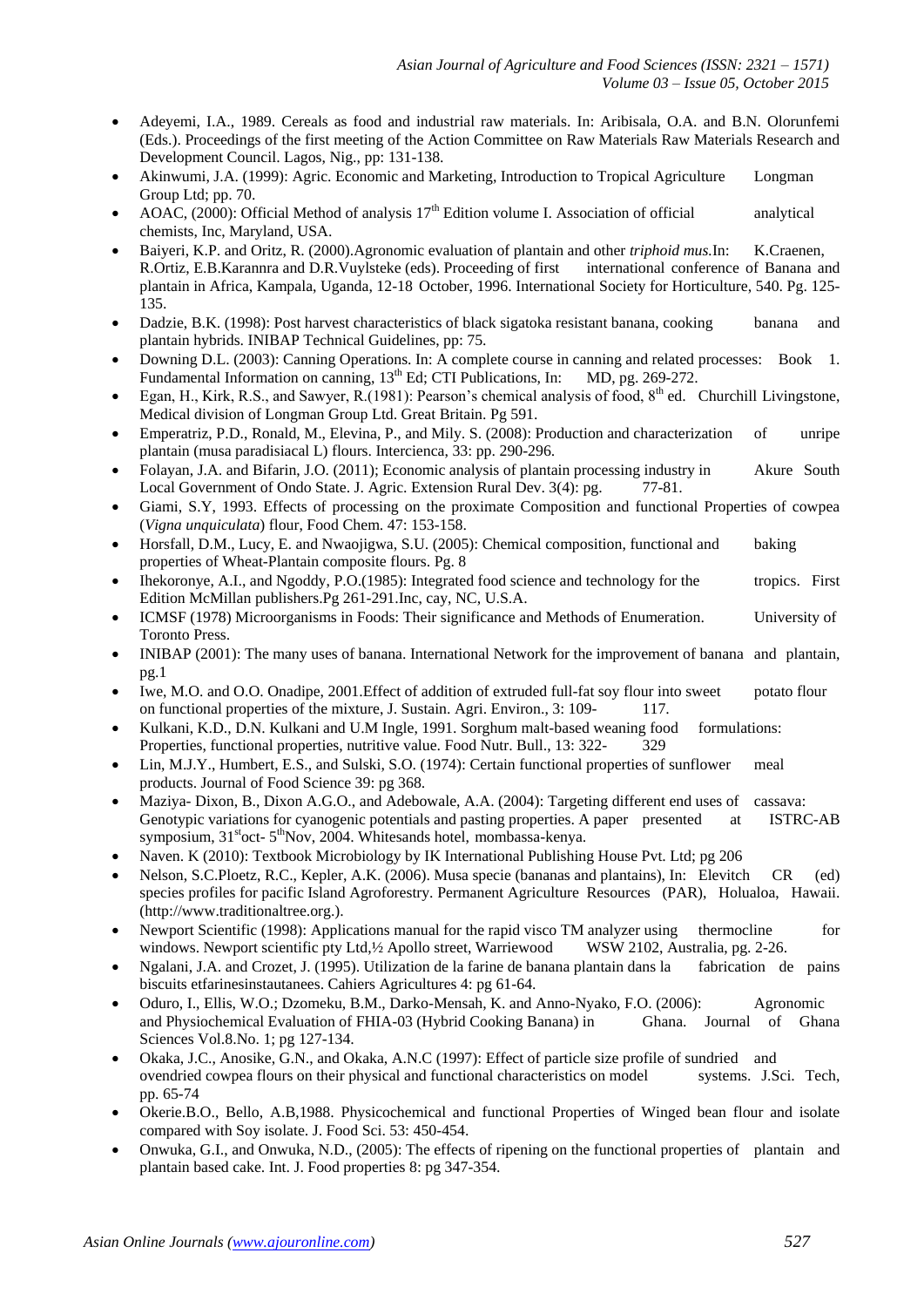- Adeyemi, I.A., 1989. Cereals as food and industrial raw materials. In: Aribisala, O.A. and B.N. Olorunfemi (Eds.). Proceedings of the first meeting of the Action Committee on Raw Materials Raw Materials Research and Development Council. Lagos, Nig., pp: 131-138.
- Akinwumi, J.A. (1999): Agric. Economic and Marketing, Introduction to Tropical Agriculture Longman Group Ltd; pp. 70.
- AOAC, (2000): Official Method of analysis 17th Edition volume I. Association of official analytical chemists, Inc, Maryland, USA.
- Baiyeri, K.P. and Oritz, R. (2000).Agronomic evaluation of plantain and other *triphoid mus.*In: K.Craenen, R.Ortiz, E.B.Karannra and D.R.Vuylsteke (eds). Proceeding of first international conference of Banana and plantain in Africa, Kampala, Uganda, 12-18 October, 1996. International Society for Horticulture, 540. Pg. 125-135.
- Dadzie, B.K. (1998): Post harvest characteristics of black sigatoka resistant banana, cooking banana and plantain hybrids. INIBAP Technical Guidelines, pp: 75.
- Downing D.L. (2003): Canning Operations. In: A complete course in canning and related processes: Book 1. Fundamental Information on canning, 13th Ed; CTI Publications, In: MD, pg. 269-272.
- Egan, H., Kirk, R.S., and Sawyer, R.(1981): Pearson's chemical analysis of food, 8th ed. Churchill Livingstone, Medical division of Longman Group Ltd. Great Britain. Pg 591.
- Emperatriz, P.D., Ronald, M., Elevina, P., and Mily. S. (2008): Production and characterization of unripe plantain (musa paradisiacal L) flours. Intercienca, 33: pp. 290-296.
- Folayan, J.A. and Bifarin, J.O. (2011); Economic analysis of plantain processing industry in Akure South Local Government of Ondo State. J. Agric. Extension Rural Dev. 3(4): pg. 77-81.
- Giami, S.Y, 1993. Effects of processing on the proximate Composition and functional Properties of cowpea (*Vigna unquiculata*) flour, Food Chem. 47: 153-158.
- Horsfall, D.M., Lucy, E. and Nwaojigwa, S.U. (2005): Chemical composition, functional and baking properties of Wheat-Plantain composite flours. Pg. 8
- Ihekoronye, A.I., and Ngoddy, P.O.(1985): Integrated food science and technology for the tropics. First Edition McMillan publishers.Pg 261-291.Inc, cay, NC, U.S.A.
- ICMSF (1978) Microorganisms in Foods: Their significance and Methods of Enumeration. University of Toronto Press.
- INIBAP (2001): The many uses of banana. International Network for the improvement of banana and plantain, pg.1
- Iwe, M.O. and O.O. Onadipe, 2001.Effect of addition of extruded full-fat soy flour into sweet potato flour on functional properties of the mixture, J. Sustain. Agri. Environ., 3: 109- 117.
- Kulkani, K.D., D.N. Kulkani and U.M Ingle, 1991. Sorghum malt-based weaning food formulations: Properties, functional properties, nutritive value. Food Nutr. Bull., 13: 322- 329
- Lin, M.J.Y., Humbert, E.S., and Sulski, S.O. (1974): Certain functional properties of sunflower meal products. Journal of Food Science 39: pg 368.
- Maziya- Dixon, B., Dixon A.G.O., and Adebowale, A.A. (2004): Targeting different end uses of cassava: Genotypic variations for cyanogenic potentials and pasting properties. A paper presented at ISTRC-AB symposium, 31st oct- 5th Nov, 2004. Whitesands hotel, mombassa-kenya.
- Naven. K (2010): Textbook Microbiology by IK International Publishing House Pvt. Ltd; pg 206
- Nelson, S.C.Ploetz, R.C., Kepler, A.K. (2006). Musa specie (bananas and plantains), In: Elevitch CR (ed) species profiles for pacific Island Agroforestry. Permanent Agriculture Resources (PAR), Holualoa, Hawaii. (http://www.traditionaltree.org.).
- Newport Scientific (1998): Applications manual for the rapid visco TM analyzer using thermocline for windows. Newport scientific pty Ltd,½ Apollo street, Warriewood WSW 2102, Australia, pg. 2-26.
- Ngalani, J.A. and Crozet, J. (1995). Utilization de la farine de banana plantain dans la fabrication de pains biscuits etfarinesinstautanees. Cahiers Agricultures 4: pg 61-64.
- Oduro, I., Ellis, W.O.; Dzomeku, B.M., Darko-Mensah, K. and Anno-Nyako, F.O. (2006): Agronomic and Physiochemical Evaluation of FHIA-03 (Hybrid Cooking Banana) in Ghana. Journal of Ghana Sciences Vol.8.No. 1; pg 127-134.
- Okaka, J.C., Anosike, G.N., and Okaka, A.N.C (1997): Effect of particle size profile of sundried and ovendried cowpea flours on their physical and functional characteristics on model systems. J.Sci. Tech, pp. 65-74
- Okerie.B.O., Bello, A.B,1988. Physicochemical and functional Properties of Winged bean flour and isolate compared with Soy isolate. J. Food Sci. 53: 450-454.
- Onwuka, G.I., and Onwuka, N.D., (2005): The effects of ripening on the functional properties of plantain and plantain based cake. Int. J. Food properties 8: pg 347-354.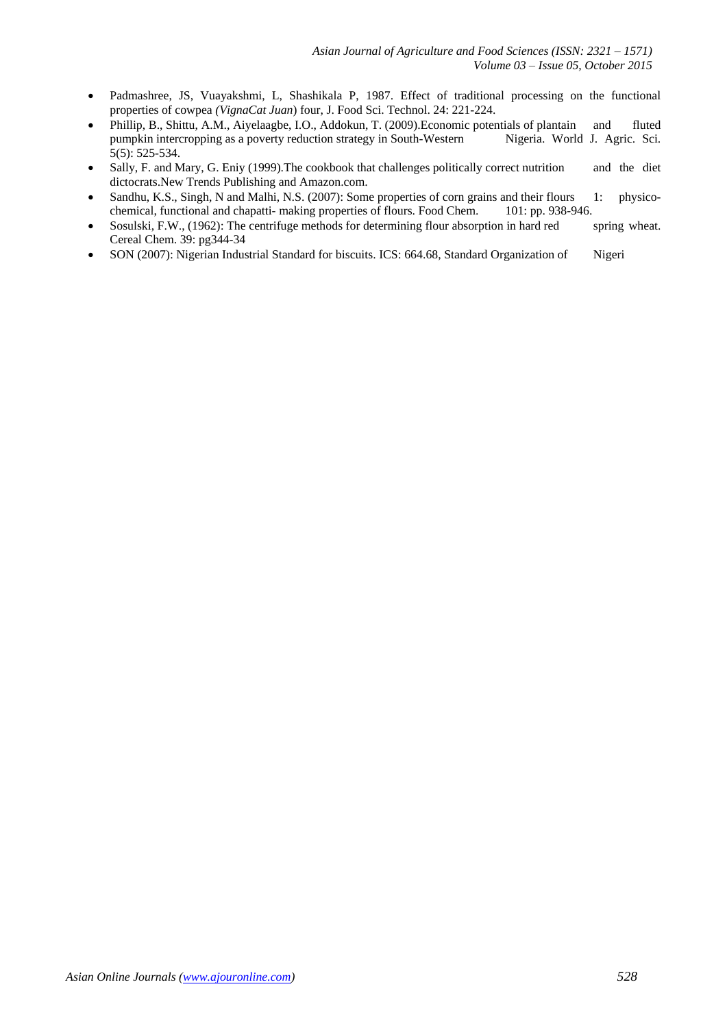- Padmashree, JS, Vuayakshmi, L, Shashikala P, 1987. Effect of traditional processing on the functional properties of cowpea *(VignaCat Juan*) four, J. Food Sci. Technol. 24: 221-224.
- Phillip, B., Shittu, A.M., Aiyelaagbe, I.O., Addokun, T. (2009).Economic potentials of plantain and fluted pumpkin intercropping as a poverty reduction strategy in South-Western Nigeria. World J. Agric. Sci. 5(5): 525-534.
- Sally, F. and Mary, G. Eniy (1999).The cookbook that challenges politically correct nutrition and the diet dictocrats.New Trends Publishing and Amazon.com.
- Sandhu, K.S., Singh, N and Malhi, N.S. (2007): Some properties of corn grains and their flours 1: physico-chemical, functional and chapatti- making properties of flours. Food Chem. 101: pp. 938-946.
- Sosulski, F.W., (1962): The centrifuge methods for determining flour absorption in hard red spring wheat. Cereal Chem. 39: pg344-34
- SON (2007): Nigerian Industrial Standard for biscuits. ICS: 664.68, Standard Organization of Nigeri